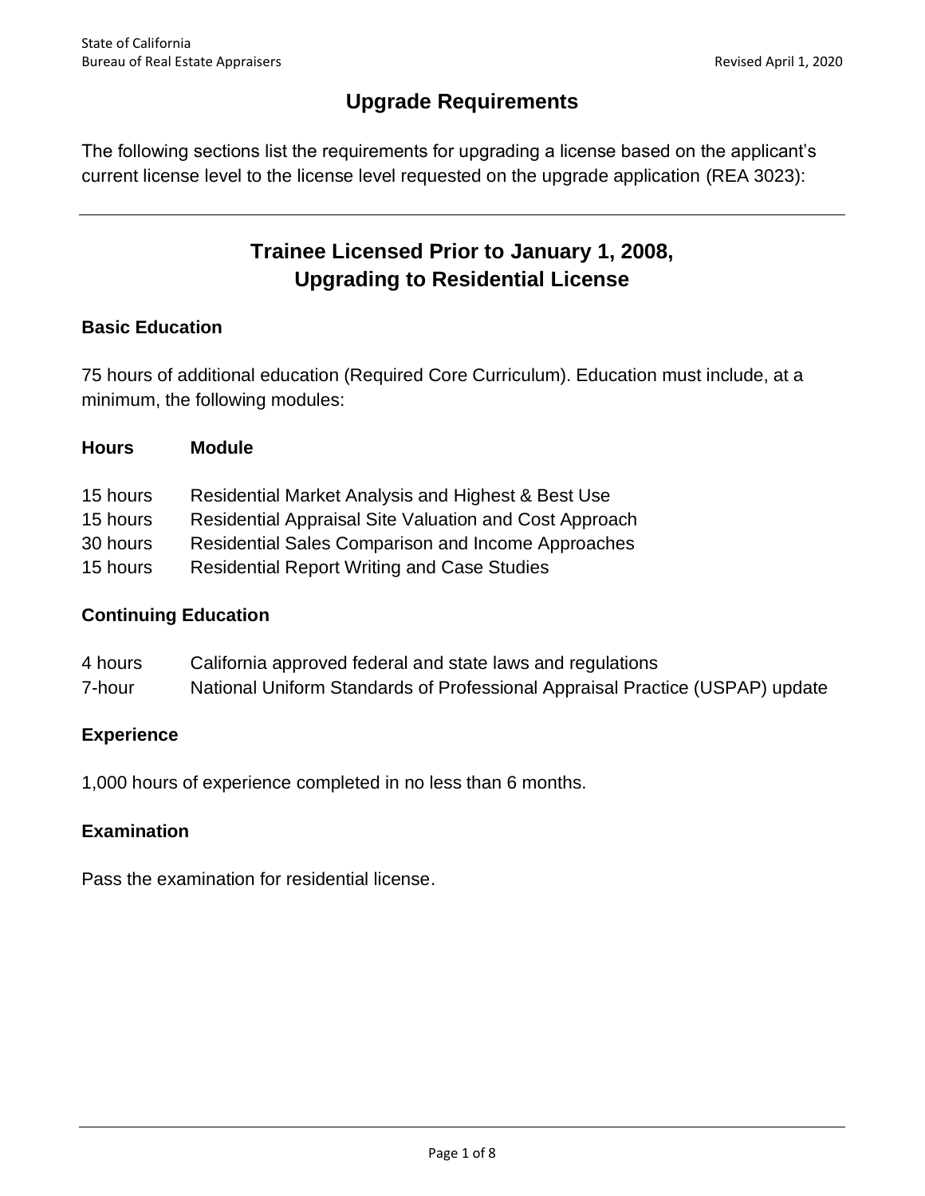# Upgrade Requirements

The following sections list the requirements for upgrading a license based on the applicant's current license level to the license level requested on the upgrade application (REA 3023):

---

## Trainee Licensed Prior to January 1, 2008, Upgrading to Residential License

### Basic Education

75 hours of additional education (Required Core Curriculum). Education must include, at a minimum, the following modules:

| Hours | Module |
|---|---|
| 15 hours | Residential Market Analysis and Highest & Best Use |
| 15 hours | Residential Appraisal Site Valuation and Cost Approach |
| 30 hours | Residential Sales Comparison and Income Approaches |
| 15 hours | Residential Report Writing and Case Studies |

### Continuing Education

| | |
|---|---|
| 4 hours | California approved federal and state laws and regulations |
| 7-hour | National Uniform Standards of Professional Appraisal Practice (USPAP) update |

### Experience

1,000 hours of experience completed in no less than 6 months.

### Examination

Pass the examination for residential license.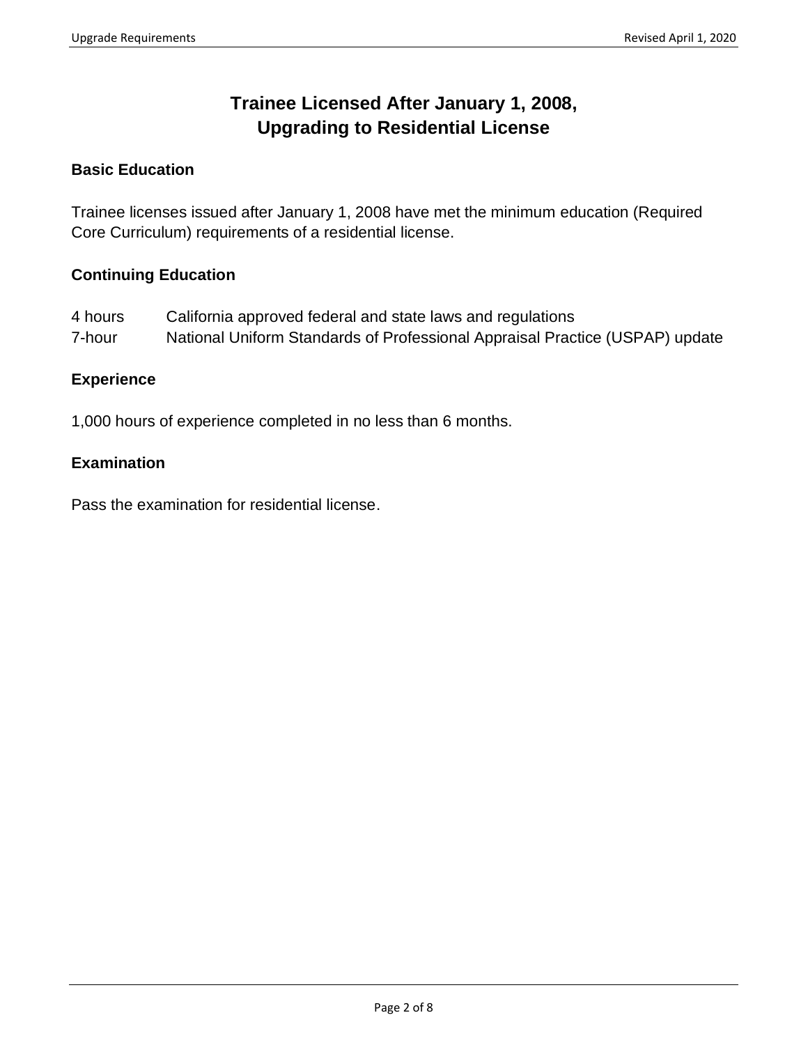# Trainee Licensed After January 1, 2008, Upgrading to Residential License

## Basic Education

Trainee licenses issued after January 1, 2008 have met the minimum education (Required Core Curriculum) requirements of a residential license.

## Continuing Education

| | |
|---|---|
| 4 hours | California approved federal and state laws and regulations |
| 7-hour | National Uniform Standards of Professional Appraisal Practice (USPAP) update |

## Experience

1,000 hours of experience completed in no less than 6 months.

## Examination

Pass the examination for residential license.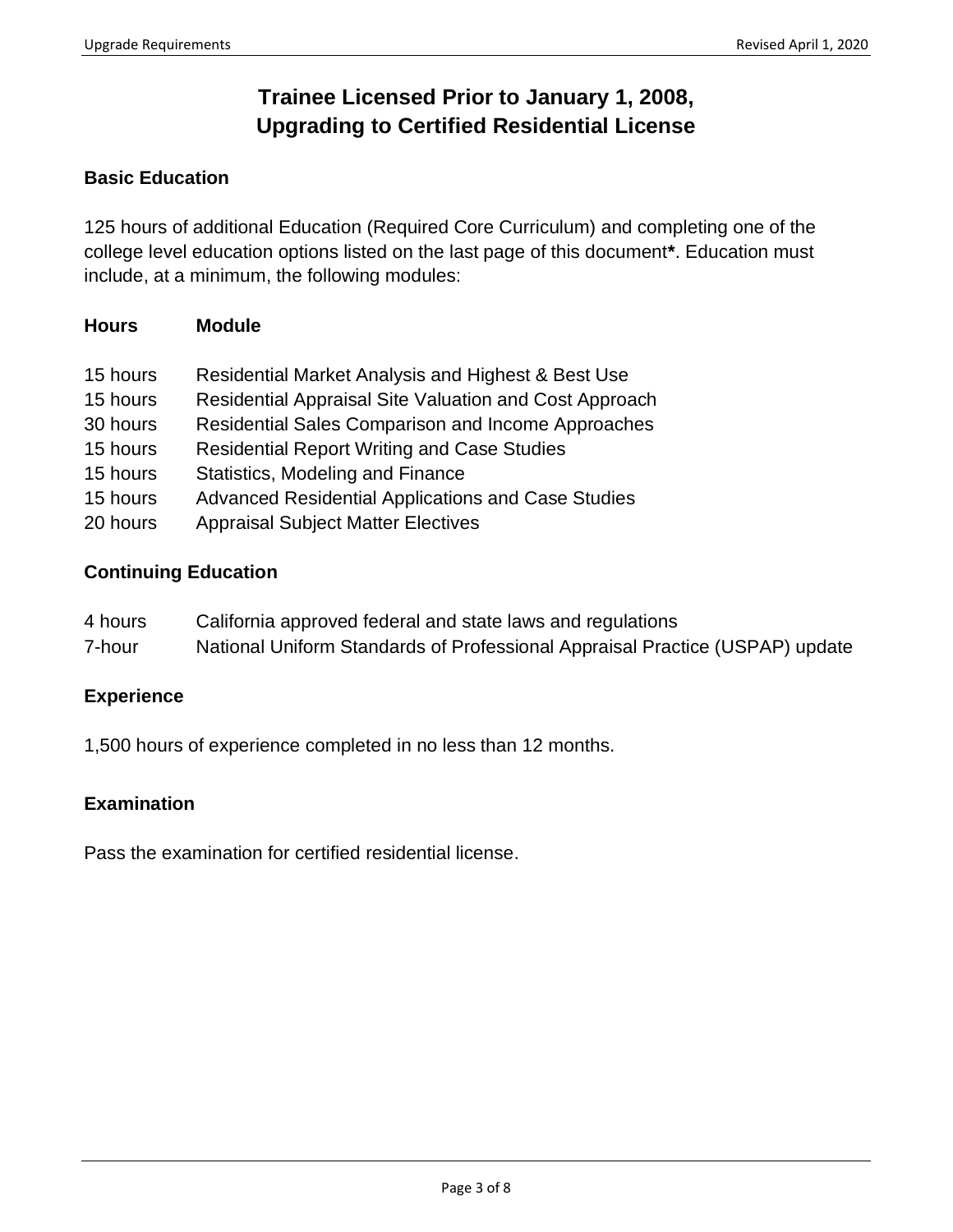# Trainee Licensed Prior to January 1, 2008, Upgrading to Certified Residential License

### Basic Education

125 hours of additional Education (Required Core Curriculum) and completing one of the college level education options listed on the last page of this document**\***. Education must include, at a minimum, the following modules:

| Hours | Module |
|---|---|
| 15 hours | Residential Market Analysis and Highest & Best Use |
| 15 hours | Residential Appraisal Site Valuation and Cost Approach |
| 30 hours | Residential Sales Comparison and Income Approaches |
| 15 hours | Residential Report Writing and Case Studies |
| 15 hours | Statistics, Modeling and Finance |
| 15 hours | Advanced Residential Applications and Case Studies |
| 20 hours | Appraisal Subject Matter Electives |

### Continuing Education

| | |
|---|---|
| 4 hours | California approved federal and state laws and regulations |
| 7-hour | National Uniform Standards of Professional Appraisal Practice (USPAP) update |

### Experience

1,500 hours of experience completed in no less than 12 months.

### Examination

Pass the examination for certified residential license.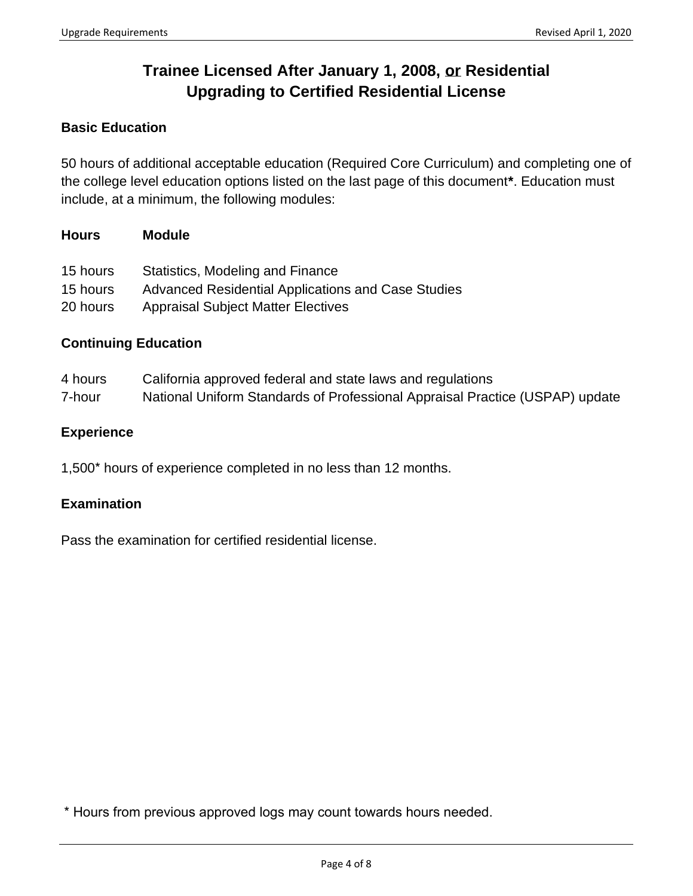# Trainee Licensed After January 1, 2008, <u>or</u> Residential Upgrading to Certified Residential License

### Basic Education

50 hours of additional acceptable education (Required Core Curriculum) and completing one of the college level education options listed on the last page of this document**\***. Education must include, at a minimum, the following modules:

| Hours | Module |
|---|---|
| 15 hours | Statistics, Modeling and Finance |
| 15 hours | Advanced Residential Applications and Case Studies |
| 20 hours | Appraisal Subject Matter Electives |

### Continuing Education

| | |
|---|---|
| 4 hours | California approved federal and state laws and regulations |
| 7-hour | National Uniform Standards of Professional Appraisal Practice (USPAP) update |

### Experience

1,500* hours of experience completed in no less than 12 months.

### Examination

Pass the examination for certified residential license.

\* Hours from previous approved logs may count towards hours needed.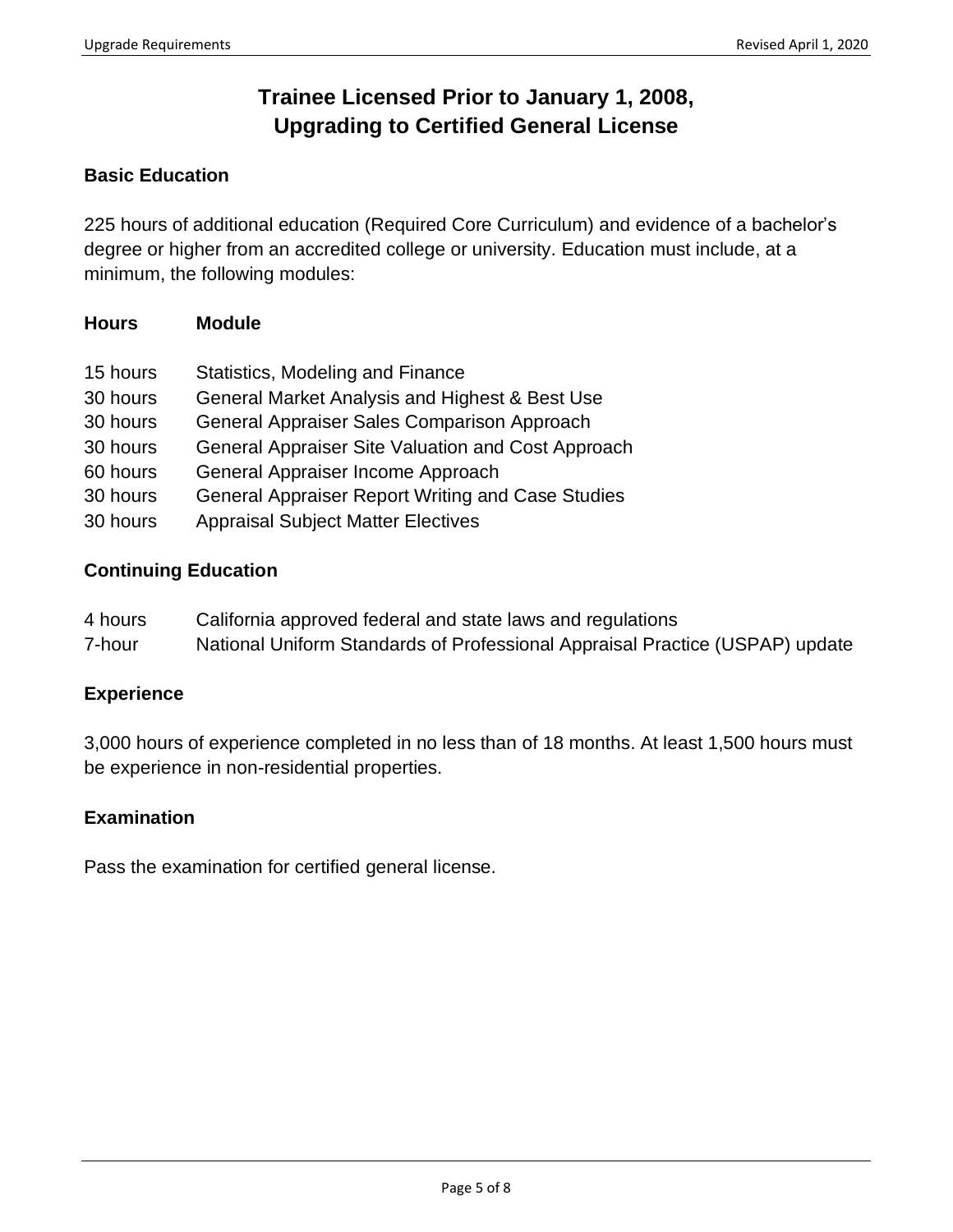# Trainee Licensed Prior to January 1, 2008, Upgrading to Certified General License

## Basic Education

225 hours of additional education (Required Core Curriculum) and evidence of a bachelor's degree or higher from an accredited college or university. Education must include, at a minimum, the following modules:

| Hours | Module |
|---|---|
| 15 hours | Statistics, Modeling and Finance |
| 30 hours | General Market Analysis and Highest & Best Use |
| 30 hours | General Appraiser Sales Comparison Approach |
| 30 hours | General Appraiser Site Valuation and Cost Approach |
| 60 hours | General Appraiser Income Approach |
| 30 hours | General Appraiser Report Writing and Case Studies |
| 30 hours | Appraisal Subject Matter Electives |

## Continuing Education

| | |
|---|---|
| 4 hours | California approved federal and state laws and regulations |
| 7-hour | National Uniform Standards of Professional Appraisal Practice (USPAP) update |

## Experience

3,000 hours of experience completed in no less than of 18 months. At least 1,500 hours must be experience in non-residential properties.

## Examination

Pass the examination for certified general license.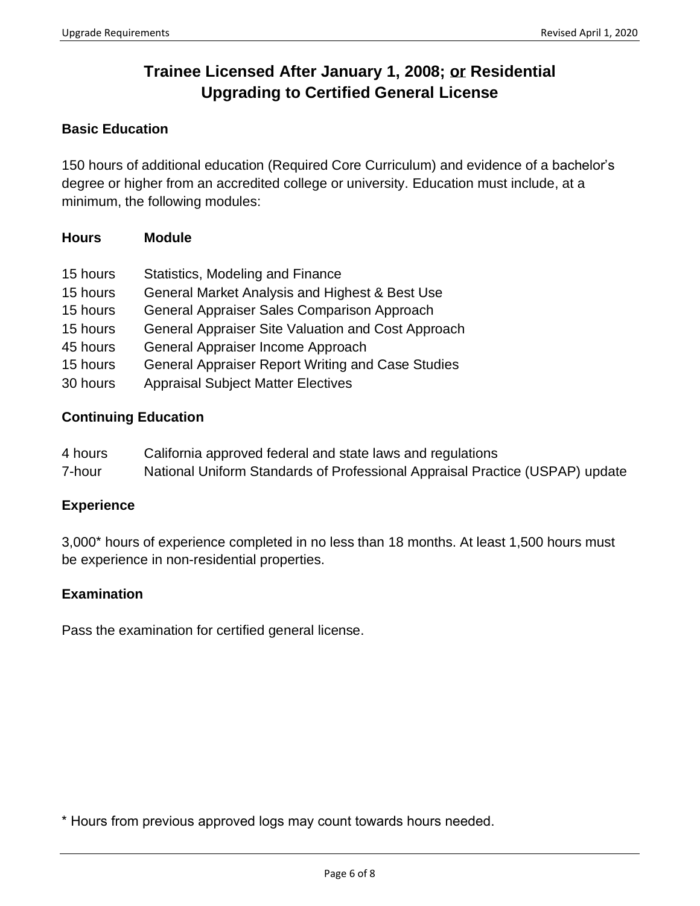# Trainee Licensed After January 1, 2008; <u>or</u> Residential Upgrading to Certified General License

## Basic Education

150 hours of additional education (Required Core Curriculum) and evidence of a bachelor's degree or higher from an accredited college or university. Education must include, at a minimum, the following modules:

| Hours | Module |
|---|---|
| 15 hours | Statistics, Modeling and Finance |
| 15 hours | General Market Analysis and Highest & Best Use |
| 15 hours | General Appraiser Sales Comparison Approach |
| 15 hours | General Appraiser Site Valuation and Cost Approach |
| 45 hours | General Appraiser Income Approach |
| 15 hours | General Appraiser Report Writing and Case Studies |
| 30 hours | Appraisal Subject Matter Electives |

## Continuing Education

| | |
|---|---|
| 4 hours | California approved federal and state laws and regulations |
| 7-hour | National Uniform Standards of Professional Appraisal Practice (USPAP) update |

## Experience

3,000* hours of experience completed in no less than 18 months. At least 1,500 hours must be experience in non-residential properties.

## Examination

Pass the examination for certified general license.

* Hours from previous approved logs may count towards hours needed.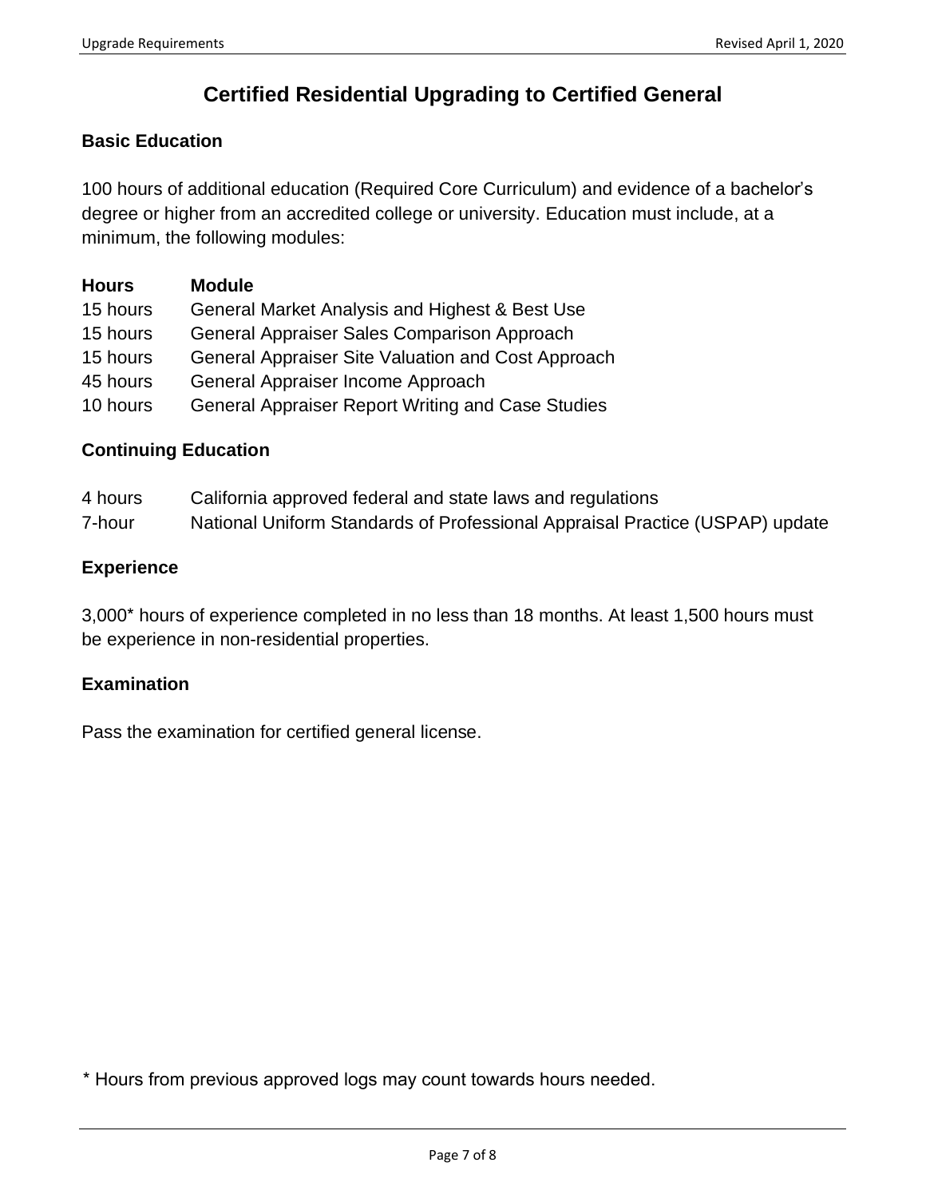# Certified Residential Upgrading to Certified General

## Basic Education

100 hours of additional education (Required Core Curriculum) and evidence of a bachelor's degree or higher from an accredited college or university. Education must include, at a minimum, the following modules:

| Hours | Module |
|---|---|
| 15 hours | General Market Analysis and Highest & Best Use |
| 15 hours | General Appraiser Sales Comparison Approach |
| 15 hours | General Appraiser Site Valuation and Cost Approach |
| 45 hours | General Appraiser Income Approach |
| 10 hours | General Appraiser Report Writing and Case Studies |

## Continuing Education

| | |
|---|---|
| 4 hours | California approved federal and state laws and regulations |
| 7-hour | National Uniform Standards of Professional Appraisal Practice (USPAP) update |

## Experience

3,000* hours of experience completed in no less than 18 months. At least 1,500 hours must be experience in non-residential properties.

## Examination

Pass the examination for certified general license.

* Hours from previous approved logs may count towards hours needed.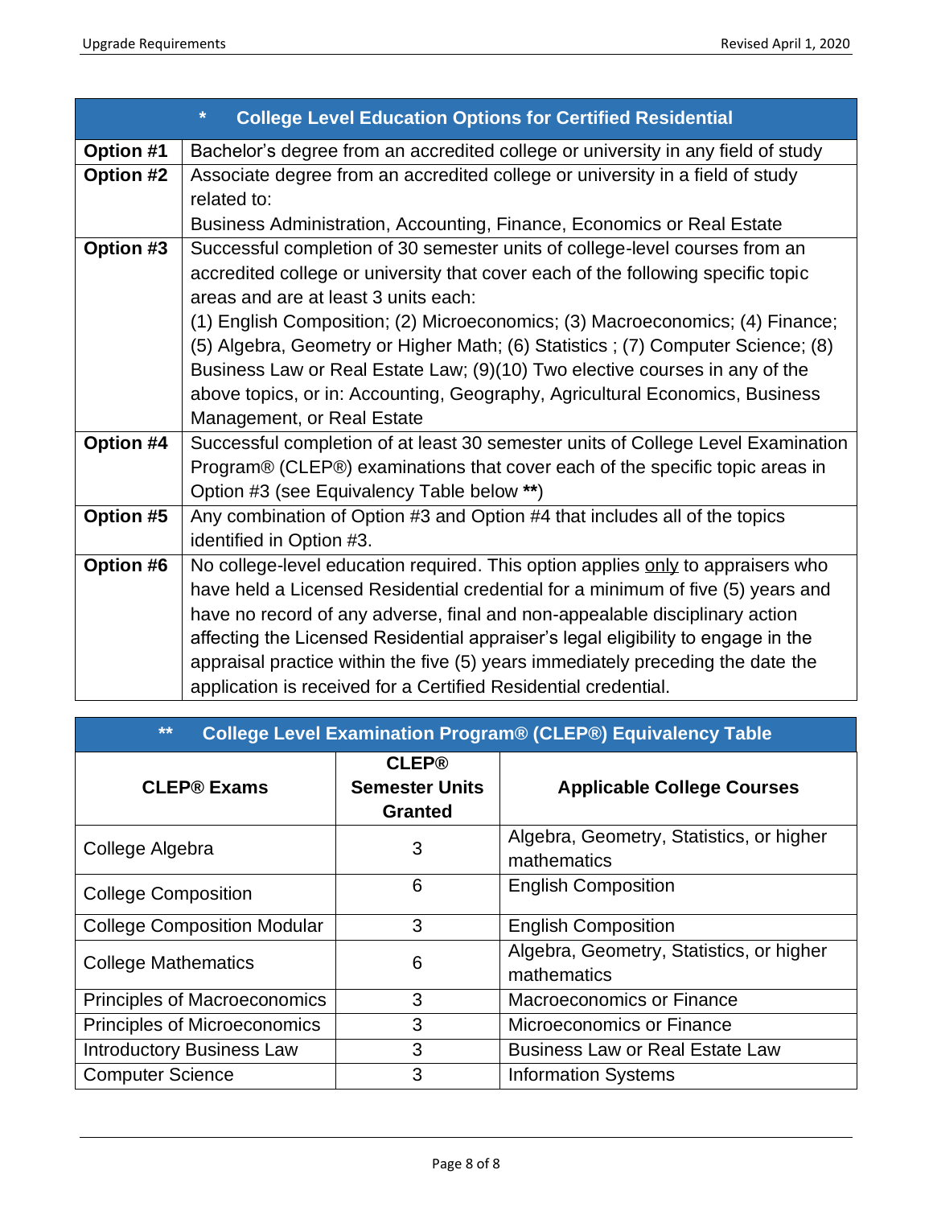| * College Level Education Options for Certified Residential | |
|---|---|
| **Option #1** | Bachelor's degree from an accredited college or university in any field of study |
| **Option #2** | Associate degree from an accredited college or university in a field of study related to: Business Administration, Accounting, Finance, Economics or Real Estate |
| **Option #3** | Successful completion of 30 semester units of college-level courses from an accredited college or university that cover each of the following specific topic areas and are at least 3 units each: (1) English Composition; (2) Microeconomics; (3) Macroeconomics; (4) Finance; (5) Algebra, Geometry or Higher Math; (6) Statistics ; (7) Computer Science; (8) Business Law or Real Estate Law; (9)(10) Two elective courses in any of the above topics, or in: Accounting, Geography, Agricultural Economics, Business Management, or Real Estate |
| **Option #4** | Successful completion of at least 30 semester units of College Level Examination Program® (CLEP®) examinations that cover each of the specific topic areas in Option #3 (see Equivalency Table below **\*\***) |
| **Option #5** | Any combination of Option #3 and Option #4 that includes all of the topics identified in Option #3. |
| **Option #6** | No college-level education required. This option applies only to appraisers who have held a Licensed Residential credential for a minimum of five (5) years and have no record of any adverse, final and non-appealable disciplinary action affecting the Licensed Residential appraiser's legal eligibility to engage in the appraisal practice within the five (5) years immediately preceding the date the application is received for a Certified Residential credential. |

**\*\* College Level Examination Program® (CLEP®) Equivalency Table**

| CLEP® Exams | CLEP® Semester Units Granted | Applicable College Courses |
|---|---|---|
| College Algebra | 3 | Algebra, Geometry, Statistics, or higher mathematics |
| College Composition | 6 | English Composition |
| College Composition Modular | 3 | English Composition |
| College Mathematics | 6 | Algebra, Geometry, Statistics, or higher mathematics |
| Principles of Macroeconomics | 3 | Macroeconomics or Finance |
| Principles of Microeconomics | 3 | Microeconomics or Finance |
| Introductory Business Law | 3 | Business Law or Real Estate Law |
| Computer Science | 3 | Information Systems |